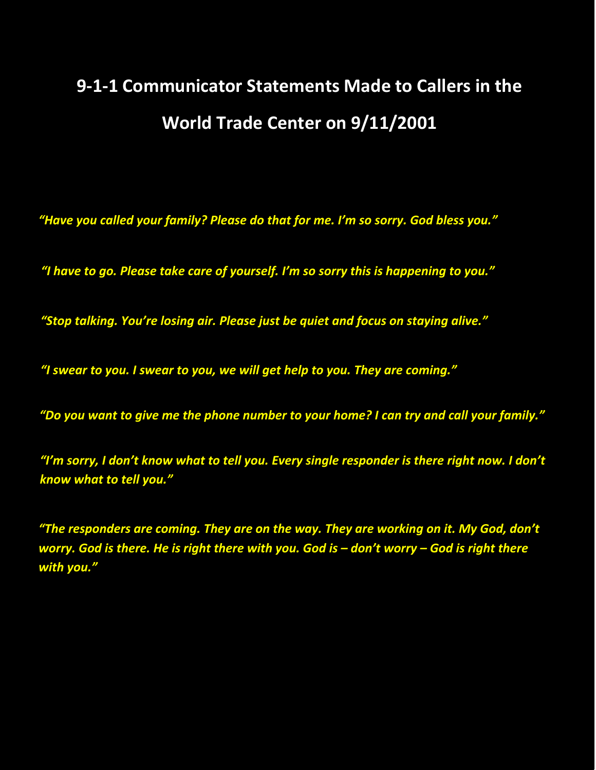# 9-1-1 Communicator Statements Made to Callers in the World Trade Center on 9/11/2001

*"Have you called your family? Please do that for me. I'm so sorry. God bless you."*

*"I have to go. Please take care of yourself. I'm so sorry this is happening to you."*

*"Stop talking. You're losing air. Please just be quiet and focus on staying alive."*

*"I swear to you. I swear to you, we will get help to you. They are coming."*

*"Do you want to give me the phone number to your home? I can try and call your family."*

*"I'm sorry, I don't know what to tell you. Every single responder is there right now. I don't know what to tell you."*

*"The responders are coming. They are on the way. They are working on it. My God, don't worry. God is there. He is right there with you. God is – don't worry – God is right there with you."*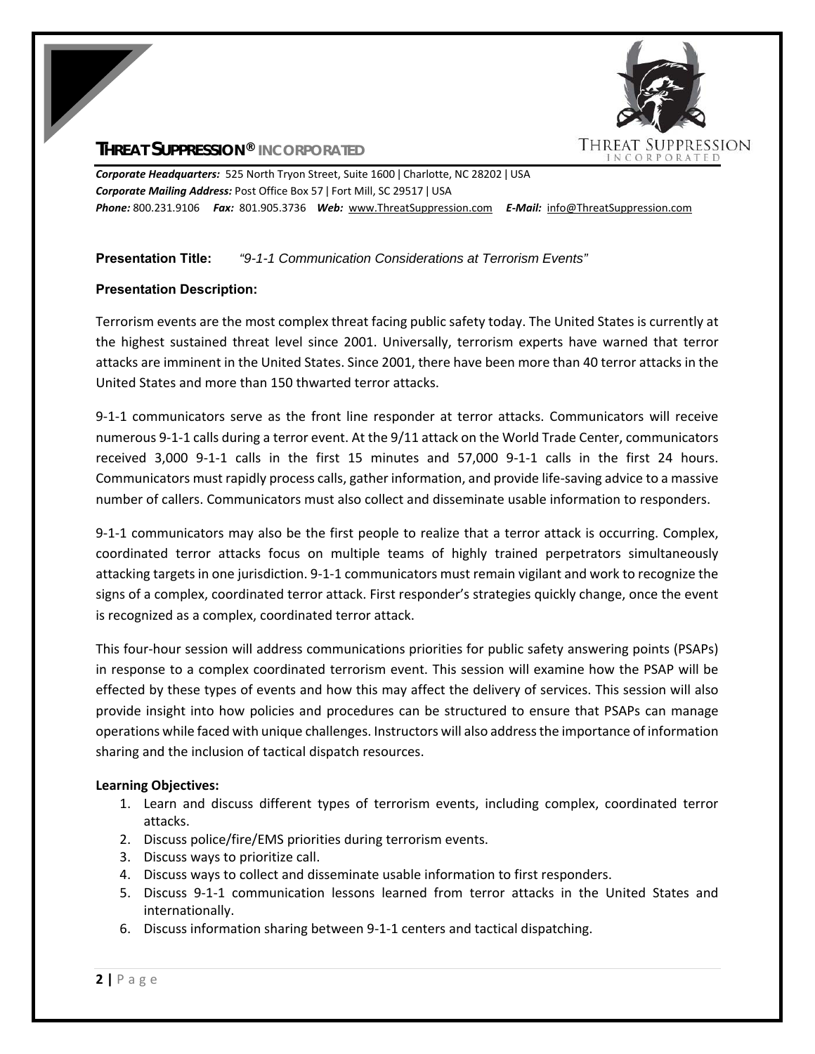**THREAT SUPPRESSION® INCORPORATED**

***Corporate Headquarters:*** 525 North Tryon Street, Suite 1600 | Charlotte, NC 28202 | USA
***Corporate Mailing Address:*** Post Office Box 57 | Fort Mill, SC 29517 | USA
***Phone:*** 800.231.9106 ***Fax:*** 801.905.3736 ***Web:*** www.ThreatSuppression.com ***E-Mail:*** info@ThreatSuppression.com

**Presentation Title:** *"9-1-1 Communication Considerations at Terrorism Events"*

**Presentation Description:**

Terrorism events are the most complex threat facing public safety today. The United States is currently at the highest sustained threat level since 2001. Universally, terrorism experts have warned that terror attacks are imminent in the United States. Since 2001, there have been more than 40 terror attacks in the United States and more than 150 thwarted terror attacks.

9-1-1 communicators serve as the front line responder at terror attacks. Communicators will receive numerous 9-1-1 calls during a terror event. At the 9/11 attack on the World Trade Center, communicators received 3,000 9-1-1 calls in the first 15 minutes and 57,000 9-1-1 calls in the first 24 hours. Communicators must rapidly process calls, gather information, and provide life-saving advice to a massive number of callers. Communicators must also collect and disseminate usable information to responders.

9-1-1 communicators may also be the first people to realize that a terror attack is occurring. Complex, coordinated terror attacks focus on multiple teams of highly trained perpetrators simultaneously attacking targets in one jurisdiction. 9-1-1 communicators must remain vigilant and work to recognize the signs of a complex, coordinated terror attack. First responder's strategies quickly change, once the event is recognized as a complex, coordinated terror attack.

This four-hour session will address communications priorities for public safety answering points (PSAPs) in response to a complex coordinated terrorism event. This session will examine how the PSAP will be effected by these types of events and how this may affect the delivery of services. This session will also provide insight into how policies and procedures can be structured to ensure that PSAPs can manage operations while faced with unique challenges. Instructors will also address the importance of information sharing and the inclusion of tactical dispatch resources.

**Learning Objectives:**

1. Learn and discuss different types of terrorism events, including complex, coordinated terror attacks.
2. Discuss police/fire/EMS priorities during terrorism events.
3. Discuss ways to prioritize call.
4. Discuss ways to collect and disseminate usable information to first responders.
5. Discuss 9-1-1 communication lessons learned from terror attacks in the United States and internationally.
6. Discuss information sharing between 9-1-1 centers and tactical dispatching.